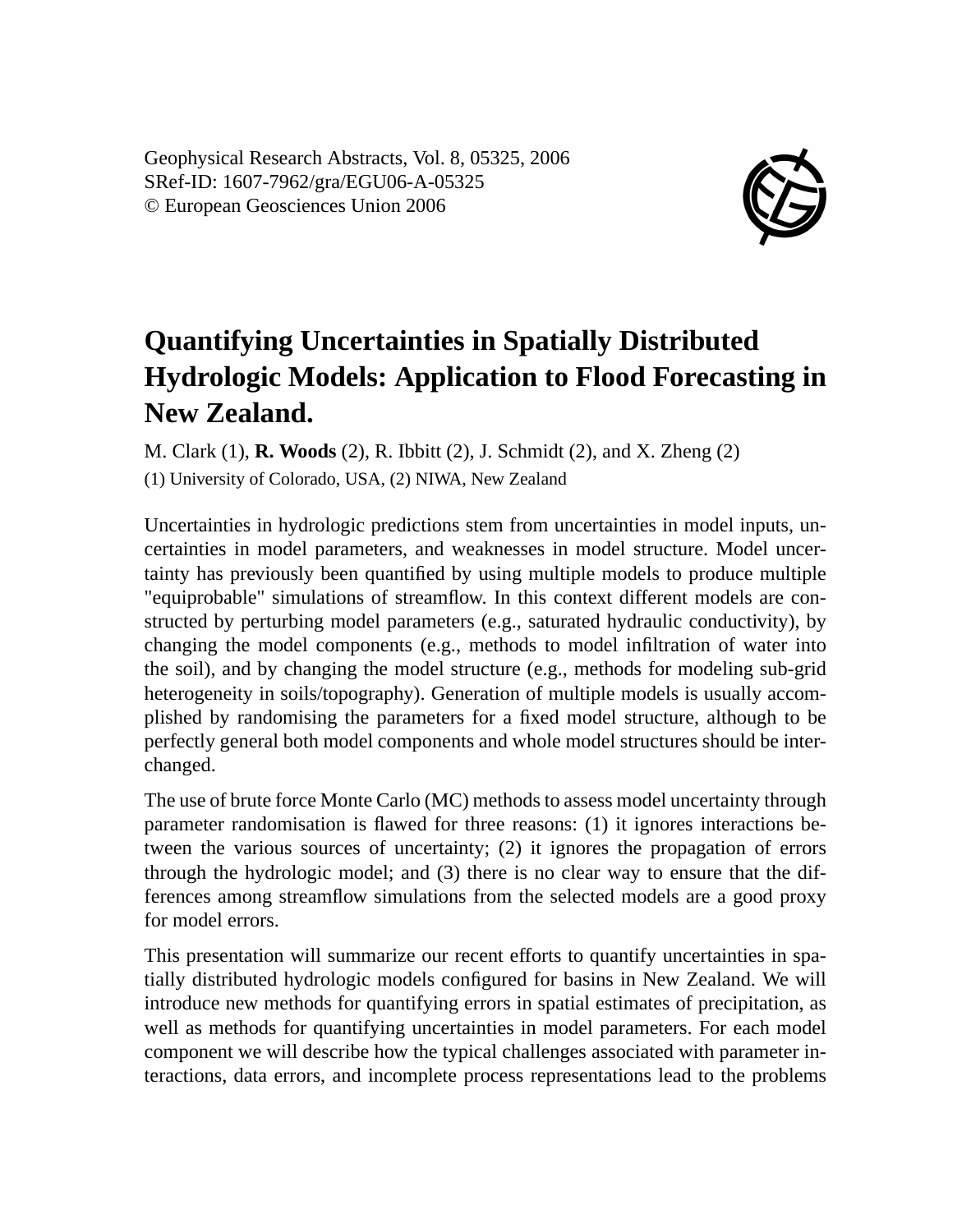Geophysical Research Abstracts, Vol. 8, 05325, 2006
SRef-ID: 1607-7962/gra/EGU06-A-05325
© European Geosciences Union 2006

# Quantifying Uncertainties in Spatially Distributed Hydrologic Models: Application to Flood Forecasting in New Zealand.

M. Clark (1), **R. Woods** (2), R. Ibbitt (2), J. Schmidt (2), and X. Zheng (2)

(1) University of Colorado, USA, (2) NIWA, New Zealand

Uncertainties in hydrologic predictions stem from uncertainties in model inputs, uncertainties in model parameters, and weaknesses in model structure. Model uncertainty has previously been quantified by using multiple models to produce multiple "equiprobable" simulations of streamflow. In this context different models are constructed by perturbing model parameters (e.g., saturated hydraulic conductivity), by changing the model components (e.g., methods to model infiltration of water into the soil), and by changing the model structure (e.g., methods for modeling sub-grid heterogeneity in soils/topography). Generation of multiple models is usually accomplished by randomising the parameters for a fixed model structure, although to be perfectly general both model components and whole model structures should be interchanged.

The use of brute force Monte Carlo (MC) methods to assess model uncertainty through parameter randomisation is flawed for three reasons: (1) it ignores interactions between the various sources of uncertainty; (2) it ignores the propagation of errors through the hydrologic model; and (3) there is no clear way to ensure that the differences among streamflow simulations from the selected models are a good proxy for model errors.

This presentation will summarize our recent efforts to quantify uncertainties in spatially distributed hydrologic models configured for basins in New Zealand. We will introduce new methods for quantifying errors in spatial estimates of precipitation, as well as methods for quantifying uncertainties in model parameters. For each model component we will describe how the typical challenges associated with parameter interactions, data errors, and incomplete process representations lead to the problems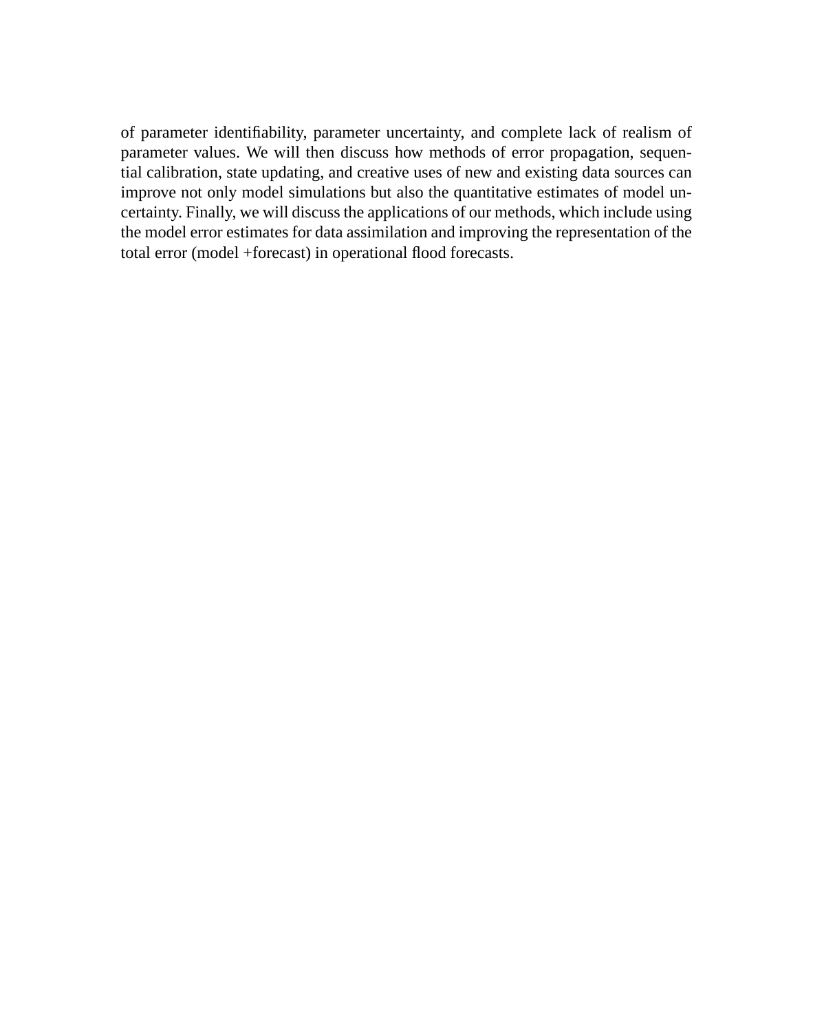of parameter identifiability, parameter uncertainty, and complete lack of realism of parameter values. We will then discuss how methods of error propagation, sequential calibration, state updating, and creative uses of new and existing data sources can improve not only model simulations but also the quantitative estimates of model uncertainty. Finally, we will discuss the applications of our methods, which include using the model error estimates for data assimilation and improving the representation of the total error (model +forecast) in operational flood forecasts.